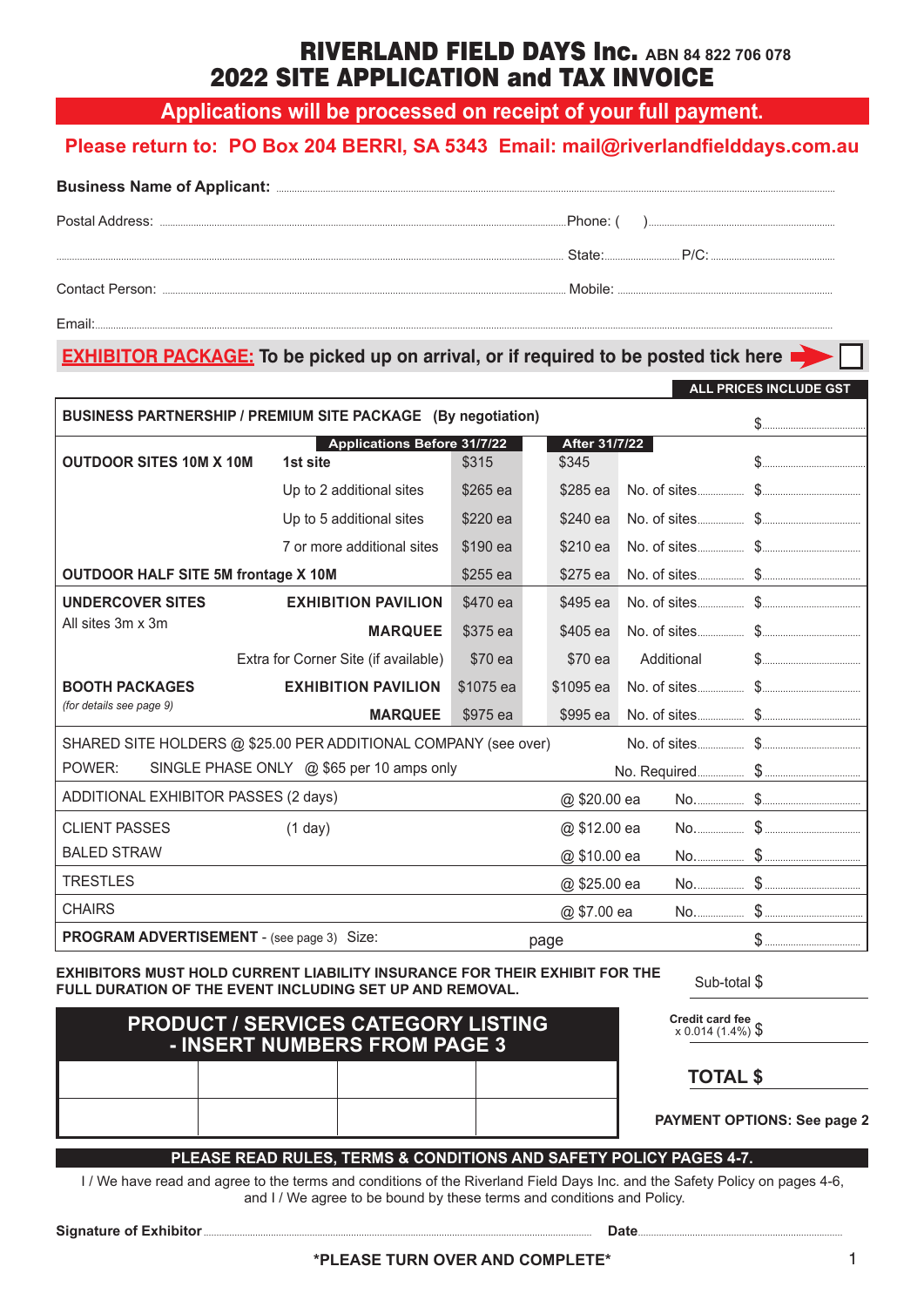# RIVERLAND FIELD DAYS Inc. ABN 84 822 706 078
# 2022 SITE APPLICATION and TAX INVOICE

**Applications will be processed on receipt of your full payment.**

**Please return to: PO Box 204 BERRI, SA 5343 Email: mail@riverlandfielddays.com.au**

**Business Name of Applicant:** ..........................................................................................

Postal Address: .......................................................................... Phone: ( ) ..........................

.......................................................................................... State:.................. P/C: ..................

Contact Person: .......................................................................... Mobile: ..........................

Email:..........................................................................................

**EXHIBITOR PACKAGE: To be picked up on arrival, or if required to be posted tick here** ☐

**ALL PRICES INCLUDE GST**

| | | Applications Before 31/7/22 | After 31/7/22 | | |
|---|---|---|---|---|---|
| **BUSINESS PARTNERSHIP / PREMIUM SITE PACKAGE (By negotiation)** | | | | | $........ |
| **OUTDOOR SITES 10M X 10M** | **1st site** | $315 | $345 | | $........ |
| | Up to 2 additional sites | $265 ea | $285 ea | No. of sites........ | $........ |
| | Up to 5 additional sites | $220 ea | $240 ea | No. of sites........ | $........ |
| | 7 or more additional sites | $190 ea | $210 ea | No. of sites........ | $........ |
| **OUTDOOR HALF SITE 5M frontage X 10M** | | $255 ea | $275 ea | No. of sites........ | $........ |
| **UNDERCOVER SITES** All sites 3m x 3m | **EXHIBITION PAVILION** | $470 ea | $495 ea | No. of sites........ | $........ |
| | **MARQUEE** | $375 ea | $405 ea | No. of sites........ | $........ |
| | Extra for Corner Site (if available) | $70 ea | $70 ea | Additional | $........ |
| **BOOTH PACKAGES** *(for details see page 9)* | **EXHIBITION PAVILION** | $1075 ea | $1095 ea | No. of sites........ | $........ |
| | **MARQUEE** | $975 ea | $995 ea | No. of sites........ | $........ |
| SHARED SITE HOLDERS @ $25.00 PER ADDITIONAL COMPANY (see over) | | | | No. of sites........ | $........ |
| POWER: SINGLE PHASE ONLY @ $65 per 10 amps only | | | | No. Required........ | $........ |
| ADDITIONAL EXHIBITOR PASSES (2 days) | | | @ $20.00 ea | No........ | $........ |
| CLIENT PASSES | (1 day) | | @ $12.00 ea | No........ | $........ |
| BALED STRAW | | | @ $10.00 ea | No........ | $........ |
| TRESTLES | | | @ $25.00 ea | No........ | $........ |
| CHAIRS | | | @ $7.00 ea | No........ | $........ |
| **PROGRAM ADVERTISEMENT** - (see page 3) Size: | | | page | | $........ |

**EXHIBITORS MUST HOLD CURRENT LIABILITY INSURANCE FOR THEIR EXHIBIT FOR THE FULL DURATION OF THE EVENT INCLUDING SET UP AND REMOVAL.**

Sub-total $

**Credit card fee** x 0.014 (1.4%) $

**TOTAL $**

**PAYMENT OPTIONS: See page 2**

**PRODUCT / SERVICES CATEGORY LISTING - INSERT NUMBERS FROM PAGE 3**

| | | | |
|---|---|---|---|
| | | | |
| | | | |

**PLEASE READ RULES, TERMS & CONDITIONS AND SAFETY POLICY PAGES 4-7.**

I / We have read and agree to the terms and conditions of the Riverland Field Days Inc. and the Safety Policy on pages 4-6, and I / We agree to be bound by these terms and conditions and Policy.

**Signature of Exhibitor** .......................................................................... **Date**..........................

**\*PLEASE TURN OVER AND COMPLETE\***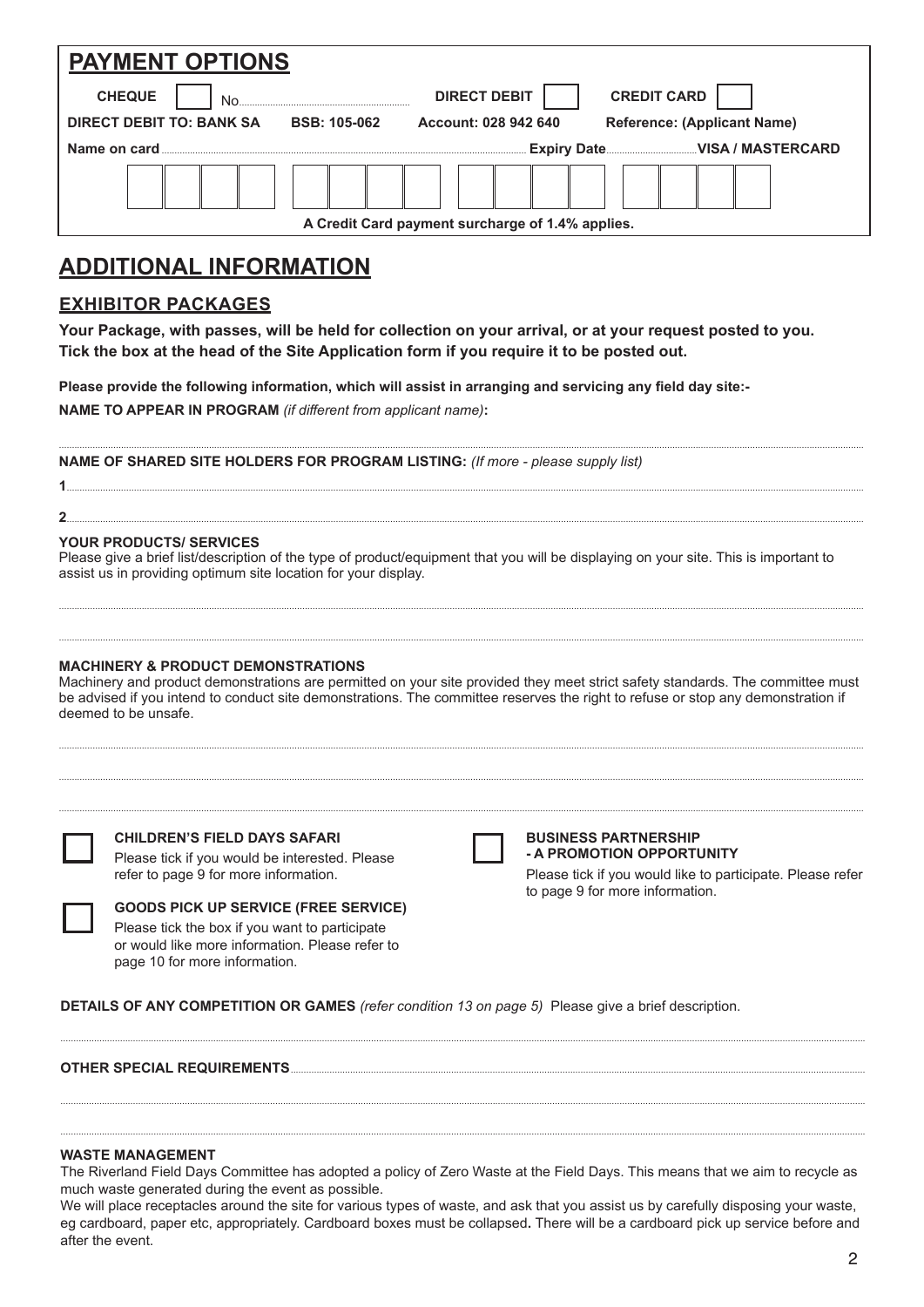## PAYMENT OPTIONS

**CHEQUE** ☐ No.................................................. **DIRECT DEBIT** ☐ **CREDIT CARD** ☐

**DIRECT DEBIT TO: BANK SA** **BSB: 105-062** **Account: 028 942 640** **Reference: (Applicant Name)**

**Name on card**.............................................................................................. **Expiry Date**.............................. **VISA / MASTERCARD**

| | | | | | | | | | | | | | | | |
|---|---|---|---|---|---|---|---|---|---|---|---|---|---|---|---|
| | | | | | | | | | | | | | | | |

**A Credit Card payment surcharge of 1.4% applies.**

# ADDITIONAL INFORMATION

## EXHIBITOR PACKAGES

**Your Package, with passes, will be held for collection on your arrival, or at your request posted to you. Tick the box at the head of the Site Application form if you require it to be posted out.**

**Please provide the following information, which will assist in arranging and servicing any field day site:-**

**NAME TO APPEAR IN PROGRAM** *(if different from applicant name)***:**

..........................................................................................................................................................

**NAME OF SHARED SITE HOLDERS FOR PROGRAM LISTING:** *(If more - please supply list)*

**1**..........................................................................................................................................................

**2**..........................................................................................................................................................

**YOUR PRODUCTS/ SERVICES**

Please give a brief list/description of the type of product/equipment that you will be displaying on your site. This is important to assist us in providing optimum site location for your display.

..........................................................................................................................................................

..........................................................................................................................................................

**MACHINERY & PRODUCT DEMONSTRATIONS**

Machinery and product demonstrations are permitted on your site provided they meet strict safety standards. The committee must be advised if you intend to conduct site demonstrations. The committee reserves the right to refuse or stop any demonstration if deemed to be unsafe.

..........................................................................................................................................................

..........................................................................................................................................................

..........................................................................................................................................................

☐ **CHILDREN'S FIELD DAYS SAFARI**
Please tick if you would be interested. Please refer to page 9 for more information.

☐ **GOODS PICK UP SERVICE (FREE SERVICE)**
Please tick the box if you want to participate or would like more information. Please refer to page 10 for more information.

☐ **BUSINESS PARTNERSHIP - A PROMOTION OPPORTUNITY**
Please tick if you would like to participate. Please refer to page 9 for more information.

**DETAILS OF ANY COMPETITION OR GAMES** *(refer condition 13 on page 5)* Please give a brief description.

..........................................................................................................................................................

**OTHER SPECIAL REQUIREMENTS**..........................................................................................................

..........................................................................................................................................................

..........................................................................................................................................................

**WASTE MANAGEMENT**

The Riverland Field Days Committee has adopted a policy of Zero Waste at the Field Days. This means that we aim to recycle as much waste generated during the event as possible.

We will place receptacles around the site for various types of waste, and ask that you assist us by carefully disposing your waste, eg cardboard, paper etc, appropriately. Cardboard boxes must be collapsed**.** There will be a cardboard pick up service before and after the event.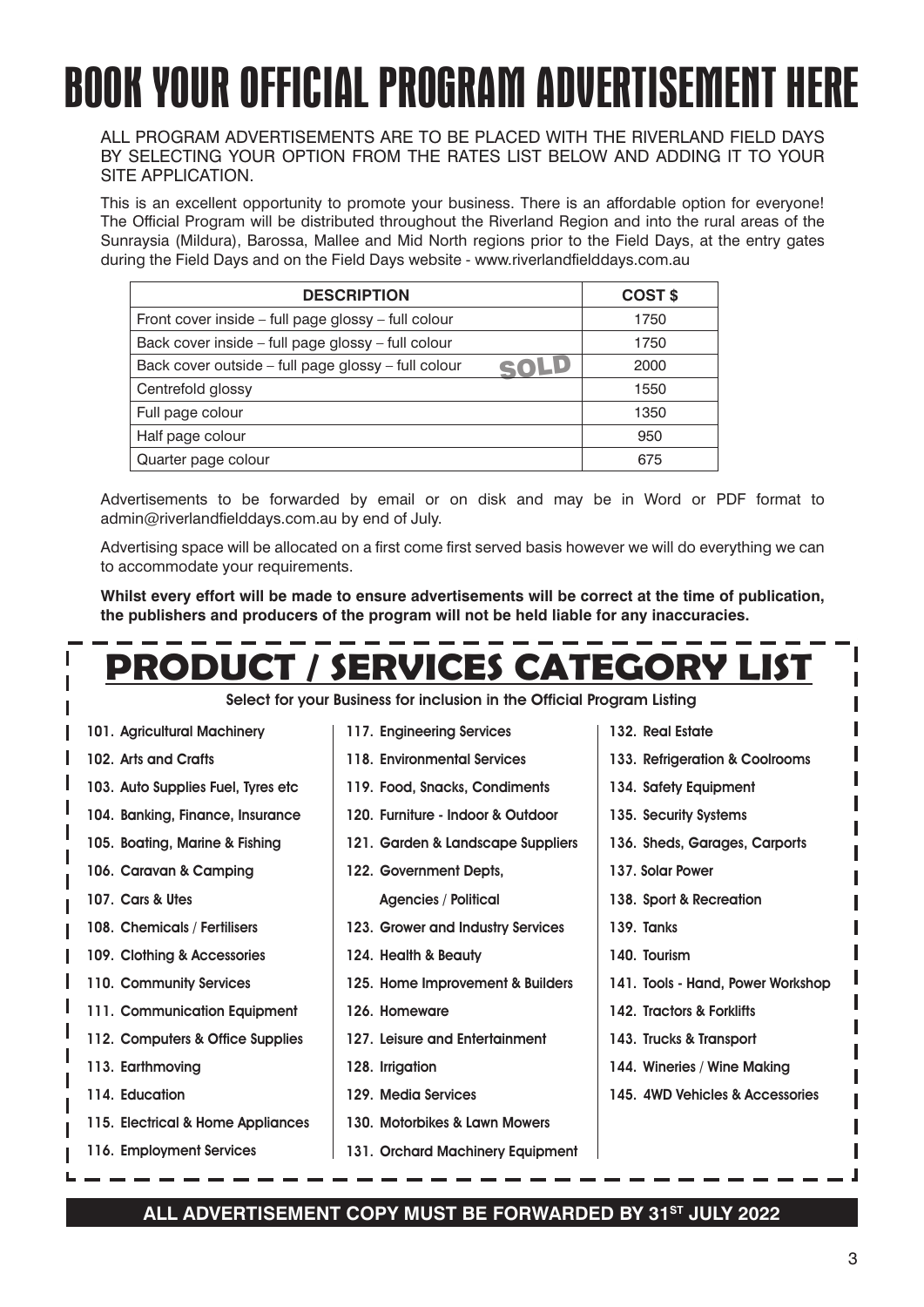# BOOK YOUR OFFICIAL PROGRAM ADVERTISEMENT HERE

ALL PROGRAM ADVERTISEMENTS ARE TO BE PLACED WITH THE RIVERLAND FIELD DAYS BY SELECTING YOUR OPTION FROM THE RATES LIST BELOW AND ADDING IT TO YOUR SITE APPLICATION.

This is an excellent opportunity to promote your business. There is an affordable option for everyone! The Official Program will be distributed throughout the Riverland Region and into the rural areas of the Sunraysia (Mildura), Barossa, Mallee and Mid North regions prior to the Field Days, at the entry gates during the Field Days and on the Field Days website - www.riverlandfielddays.com.au

| DESCRIPTION | COST $ |
|---|---|
| Front cover inside – full page glossy – full colour | 1750 |
| Back cover inside – full page glossy – full colour | 1750 |
| Back cover outside – full page glossy – full colour SOLD | 2000 |
| Centrefold glossy | 1550 |
| Full page colour | 1350 |
| Half page colour | 950 |
| Quarter page colour | 675 |

Advertisements to be forwarded by email or on disk and may be in Word or PDF format to admin@riverlandfielddays.com.au by end of July.

Advertising space will be allocated on a first come first served basis however we will do everything we can to accommodate your requirements.

**Whilst every effort will be made to ensure advertisements will be correct at the time of publication, the publishers and producers of the program will not be held liable for any inaccuracies.**

## PRODUCT / SERVICES CATEGORY LIST

Select for your Business for inclusion in the Official Program Listing

101. Agricultural Machinery
102. Arts and Crafts
103. Auto Supplies Fuel, Tyres etc
104. Banking, Finance, Insurance
105. Boating, Marine & Fishing
106. Caravan & Camping
107. Cars & Utes
108. Chemicals / Fertilisers
109. Clothing & Accessories
110. Community Services
111. Communication Equipment
112. Computers & Office Supplies
113. Earthmoving
114. Education
115. Electrical & Home Appliances
116. Employment Services
117. Engineering Services
118. Environmental Services
119. Food, Snacks, Condiments
120. Furniture - Indoor & Outdoor
121. Garden & Landscape Suppliers
122. Government Depts, Agencies / Political
123. Grower and Industry Services
124. Health & Beauty
125. Home Improvement & Builders
126. Homeware
127. Leisure and Entertainment
128. Irrigation
129. Media Services
130. Motorbikes & Lawn Mowers
131. Orchard Machinery Equipment
132. Real Estate
133. Refrigeration & Coolrooms
134. Safety Equipment
135. Security Systems
136. Sheds, Garages, Carports
137. Solar Power
138. Sport & Recreation
139. Tanks
140. Tourism
141. Tools - Hand, Power Workshop
142. Tractors & Forklifts
143. Trucks & Transport
144. Wineries / Wine Making
145. 4WD Vehicles & Accessories

**ALL ADVERTISEMENT COPY MUST BE FORWARDED BY 31ST JULY 2022**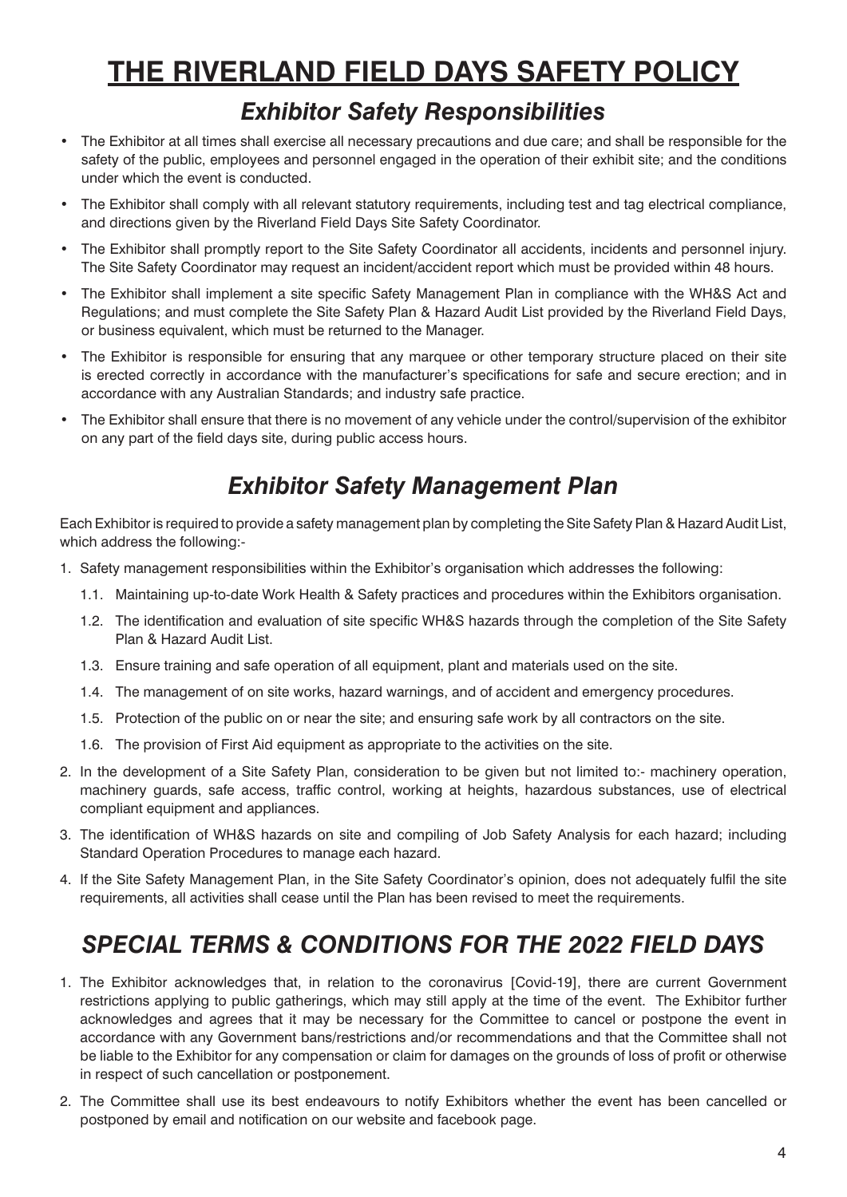# THE RIVERLAND FIELD DAYS SAFETY POLICY

## *Exhibitor Safety Responsibilities*

- The Exhibitor at all times shall exercise all necessary precautions and due care; and shall be responsible for the safety of the public, employees and personnel engaged in the operation of their exhibit site; and the conditions under which the event is conducted.
- The Exhibitor shall comply with all relevant statutory requirements, including test and tag electrical compliance, and directions given by the Riverland Field Days Site Safety Coordinator.
- The Exhibitor shall promptly report to the Site Safety Coordinator all accidents, incidents and personnel injury. The Site Safety Coordinator may request an incident/accident report which must be provided within 48 hours.
- The Exhibitor shall implement a site specific Safety Management Plan in compliance with the WH&S Act and Regulations; and must complete the Site Safety Plan & Hazard Audit List provided by the Riverland Field Days, or business equivalent, which must be returned to the Manager.
- The Exhibitor is responsible for ensuring that any marquee or other temporary structure placed on their site is erected correctly in accordance with the manufacturer's specifications for safe and secure erection; and in accordance with any Australian Standards; and industry safe practice.
- The Exhibitor shall ensure that there is no movement of any vehicle under the control/supervision of the exhibitor on any part of the field days site, during public access hours.

## *Exhibitor Safety Management Plan*

Each Exhibitor is required to provide a safety management plan by completing the Site Safety Plan & Hazard Audit List, which address the following:-

1. Safety management responsibilities within the Exhibitor's organisation which addresses the following:
   1.1. Maintaining up-to-date Work Health & Safety practices and procedures within the Exhibitors organisation.
   1.2. The identification and evaluation of site specific WH&S hazards through the completion of the Site Safety Plan & Hazard Audit List.
   1.3. Ensure training and safe operation of all equipment, plant and materials used on the site.
   1.4. The management of on site works, hazard warnings, and of accident and emergency procedures.
   1.5. Protection of the public on or near the site; and ensuring safe work by all contractors on the site.
   1.6. The provision of First Aid equipment as appropriate to the activities on the site.
2. In the development of a Site Safety Plan, consideration to be given but not limited to:- machinery operation, machinery guards, safe access, traffic control, working at heights, hazardous substances, use of electrical compliant equipment and appliances.
3. The identification of WH&S hazards on site and compiling of Job Safety Analysis for each hazard; including Standard Operation Procedures to manage each hazard.
4. If the Site Safety Management Plan, in the Site Safety Coordinator's opinion, does not adequately fulfil the site requirements, all activities shall cease until the Plan has been revised to meet the requirements.

## *SPECIAL TERMS & CONDITIONS FOR THE 2022 FIELD DAYS*

1. The Exhibitor acknowledges that, in relation to the coronavirus [Covid-19], there are current Government restrictions applying to public gatherings, which may still apply at the time of the event. The Exhibitor further acknowledges and agrees that it may be necessary for the Committee to cancel or postpone the event in accordance with any Government bans/restrictions and/or recommendations and that the Committee shall not be liable to the Exhibitor for any compensation or claim for damages on the grounds of loss of profit or otherwise in respect of such cancellation or postponement.
2. The Committee shall use its best endeavours to notify Exhibitors whether the event has been cancelled or postponed by email and notification on our website and facebook page.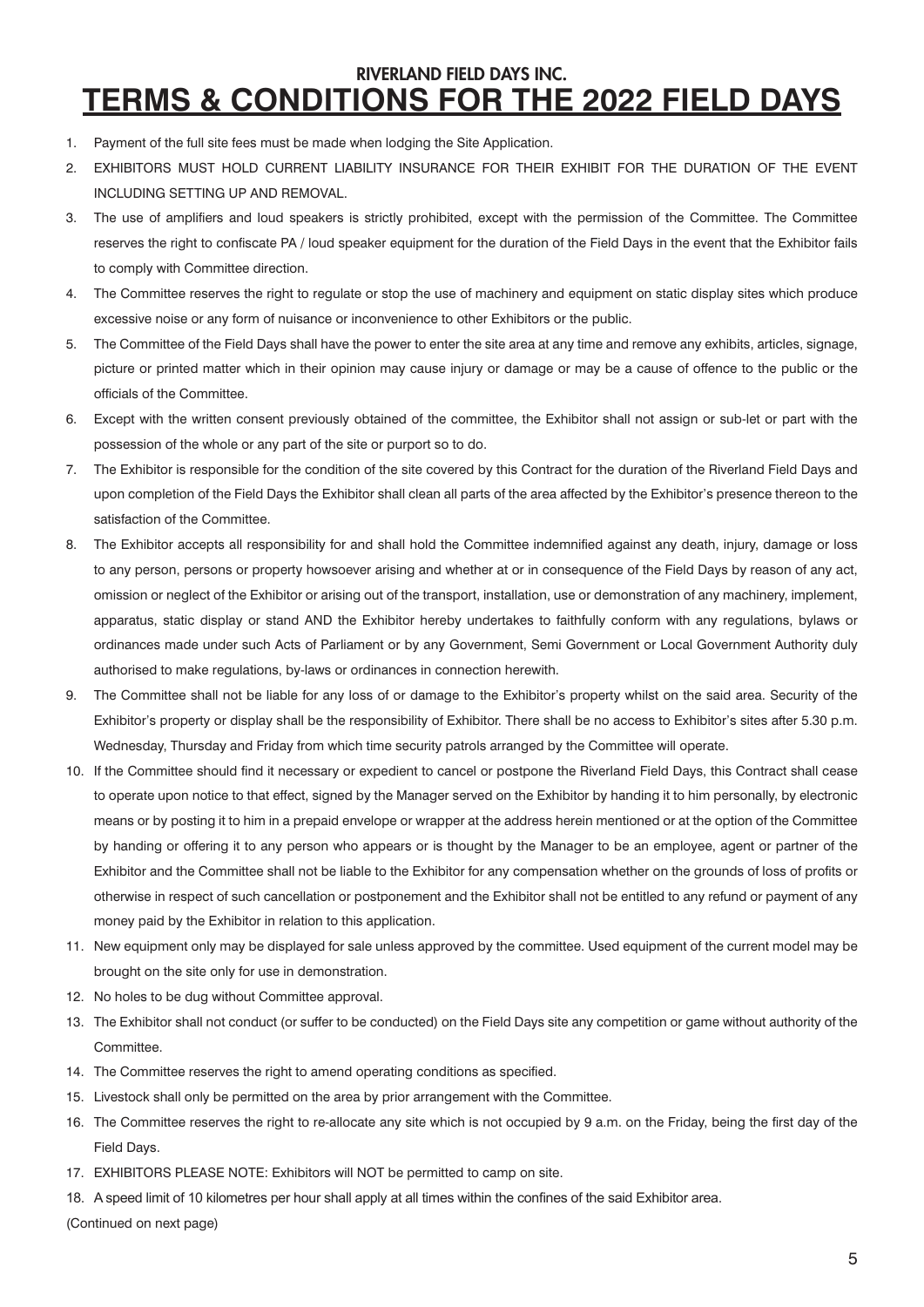## RIVERLAND FIELD DAYS INC.

# TERMS & CONDITIONS FOR THE 2022 FIELD DAYS

1. Payment of the full site fees must be made when lodging the Site Application.
2. EXHIBITORS MUST HOLD CURRENT LIABILITY INSURANCE FOR THEIR EXHIBIT FOR THE DURATION OF THE EVENT INCLUDING SETTING UP AND REMOVAL.
3. The use of amplifiers and loud speakers is strictly prohibited, except with the permission of the Committee. The Committee reserves the right to confiscate PA / loud speaker equipment for the duration of the Field Days in the event that the Exhibitor fails to comply with Committee direction.
4. The Committee reserves the right to regulate or stop the use of machinery and equipment on static display sites which produce excessive noise or any form of nuisance or inconvenience to other Exhibitors or the public.
5. The Committee of the Field Days shall have the power to enter the site area at any time and remove any exhibits, articles, signage, picture or printed matter which in their opinion may cause injury or damage or may be a cause of offence to the public or the officials of the Committee.
6. Except with the written consent previously obtained of the committee, the Exhibitor shall not assign or sub-let or part with the possession of the whole or any part of the site or purport so to do.
7. The Exhibitor is responsible for the condition of the site covered by this Contract for the duration of the Riverland Field Days and upon completion of the Field Days the Exhibitor shall clean all parts of the area affected by the Exhibitor's presence thereon to the satisfaction of the Committee.
8. The Exhibitor accepts all responsibility for and shall hold the Committee indemnified against any death, injury, damage or loss to any person, persons or property howsoever arising and whether at or in consequence of the Field Days by reason of any act, omission or neglect of the Exhibitor or arising out of the transport, installation, use or demonstration of any machinery, implement, apparatus, static display or stand AND the Exhibitor hereby undertakes to faithfully conform with any regulations, bylaws or ordinances made under such Acts of Parliament or by any Government, Semi Government or Local Government Authority duly authorised to make regulations, by-laws or ordinances in connection herewith.
9. The Committee shall not be liable for any loss of or damage to the Exhibitor's property whilst on the said area. Security of the Exhibitor's property or display shall be the responsibility of Exhibitor. There shall be no access to Exhibitor's sites after 5.30 p.m. Wednesday, Thursday and Friday from which time security patrols arranged by the Committee will operate.
10. If the Committee should find it necessary or expedient to cancel or postpone the Riverland Field Days, this Contract shall cease to operate upon notice to that effect, signed by the Manager served on the Exhibitor by handing it to him personally, by electronic means or by posting it to him in a prepaid envelope or wrapper at the address herein mentioned or at the option of the Committee by handing or offering it to any person who appears or is thought by the Manager to be an employee, agent or partner of the Exhibitor and the Committee shall not be liable to the Exhibitor for any compensation whether on the grounds of loss of profits or otherwise in respect of such cancellation or postponement and the Exhibitor shall not be entitled to any refund or payment of any money paid by the Exhibitor in relation to this application.
11. New equipment only may be displayed for sale unless approved by the committee. Used equipment of the current model may be brought on the site only for use in demonstration.
12. No holes to be dug without Committee approval.
13. The Exhibitor shall not conduct (or suffer to be conducted) on the Field Days site any competition or game without authority of the Committee.
14. The Committee reserves the right to amend operating conditions as specified.
15. Livestock shall only be permitted on the area by prior arrangement with the Committee.
16. The Committee reserves the right to re-allocate any site which is not occupied by 9 a.m. on the Friday, being the first day of the Field Days.
17. EXHIBITORS PLEASE NOTE: Exhibitors will NOT be permitted to camp on site.
18. A speed limit of 10 kilometres per hour shall apply at all times within the confines of the said Exhibitor area.

(Continued on next page)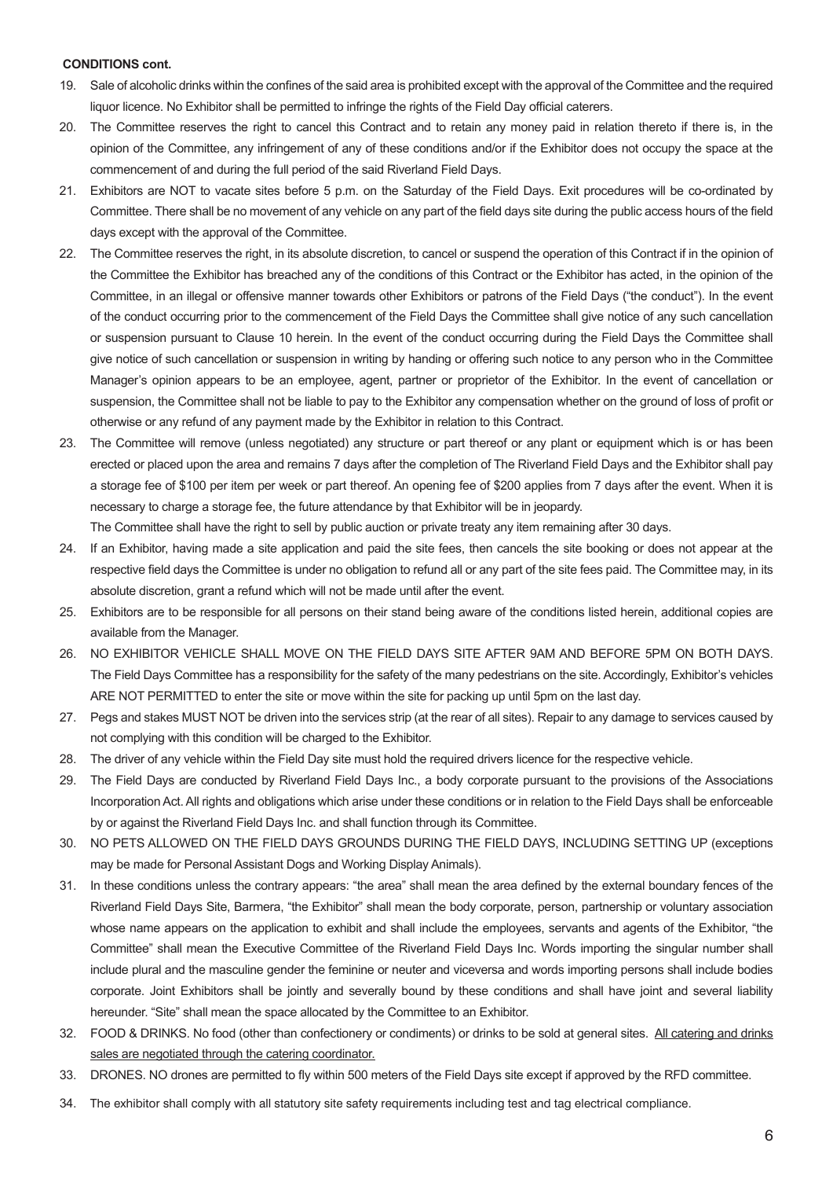**CONDITIONS cont.**

19. Sale of alcoholic drinks within the confines of the said area is prohibited except with the approval of the Committee and the required liquor licence. No Exhibitor shall be permitted to infringe the rights of the Field Day official caterers.
20. The Committee reserves the right to cancel this Contract and to retain any money paid in relation thereto if there is, in the opinion of the Committee, any infringement of any of these conditions and/or if the Exhibitor does not occupy the space at the commencement of and during the full period of the said Riverland Field Days.
21. Exhibitors are NOT to vacate sites before 5 p.m. on the Saturday of the Field Days. Exit procedures will be co-ordinated by Committee. There shall be no movement of any vehicle on any part of the field days site during the public access hours of the field days except with the approval of the Committee.
22. The Committee reserves the right, in its absolute discretion, to cancel or suspend the operation of this Contract if in the opinion of the Committee the Exhibitor has breached any of the conditions of this Contract or the Exhibitor has acted, in the opinion of the Committee, in an illegal or offensive manner towards other Exhibitors or patrons of the Field Days ("the conduct"). In the event of the conduct occurring prior to the commencement of the Field Days the Committee shall give notice of any such cancellation or suspension pursuant to Clause 10 herein. In the event of the conduct occurring during the Field Days the Committee shall give notice of such cancellation or suspension in writing by handing or offering such notice to any person who in the Committee Manager's opinion appears to be an employee, agent, partner or proprietor of the Exhibitor. In the event of cancellation or suspension, the Committee shall not be liable to pay to the Exhibitor any compensation whether on the ground of loss of profit or otherwise or any refund of any payment made by the Exhibitor in relation to this Contract.
23. The Committee will remove (unless negotiated) any structure or part thereof or any plant or equipment which is or has been erected or placed upon the area and remains 7 days after the completion of The Riverland Field Days and the Exhibitor shall pay a storage fee of $100 per item per week or part thereof. An opening fee of $200 applies from 7 days after the event. When it is necessary to charge a storage fee, the future attendance by that Exhibitor will be in jeopardy.
    The Committee shall have the right to sell by public auction or private treaty any item remaining after 30 days.
24. If an Exhibitor, having made a site application and paid the site fees, then cancels the site booking or does not appear at the respective field days the Committee is under no obligation to refund all or any part of the site fees paid. The Committee may, in its absolute discretion, grant a refund which will not be made until after the event.
25. Exhibitors are to be responsible for all persons on their stand being aware of the conditions listed herein, additional copies are available from the Manager.
26. NO EXHIBITOR VEHICLE SHALL MOVE ON THE FIELD DAYS SITE AFTER 9AM AND BEFORE 5PM ON BOTH DAYS. The Field Days Committee has a responsibility for the safety of the many pedestrians on the site. Accordingly, Exhibitor's vehicles ARE NOT PERMITTED to enter the site or move within the site for packing up until 5pm on the last day.
27. Pegs and stakes MUST NOT be driven into the services strip (at the rear of all sites). Repair to any damage to services caused by not complying with this condition will be charged to the Exhibitor.
28. The driver of any vehicle within the Field Day site must hold the required drivers licence for the respective vehicle.
29. The Field Days are conducted by Riverland Field Days Inc., a body corporate pursuant to the provisions of the Associations Incorporation Act. All rights and obligations which arise under these conditions or in relation to the Field Days shall be enforceable by or against the Riverland Field Days Inc. and shall function through its Committee.
30. NO PETS ALLOWED ON THE FIELD DAYS GROUNDS DURING THE FIELD DAYS, INCLUDING SETTING UP (exceptions may be made for Personal Assistant Dogs and Working Display Animals).
31. In these conditions unless the contrary appears: "the area" shall mean the area defined by the external boundary fences of the Riverland Field Days Site, Barmera, "the Exhibitor" shall mean the body corporate, person, partnership or voluntary association whose name appears on the application to exhibit and shall include the employees, servants and agents of the Exhibitor, "the Committee" shall mean the Executive Committee of the Riverland Field Days Inc. Words importing the singular number shall include plural and the masculine gender the feminine or neuter and viceversa and words importing persons shall include bodies corporate. Joint Exhibitors shall be jointly and severally bound by these conditions and shall have joint and several liability hereunder. "Site" shall mean the space allocated by the Committee to an Exhibitor.
32. FOOD & DRINKS. No food (other than confectionery or condiments) or drinks to be sold at general sites. <u>All catering and drinks sales are negotiated through the catering coordinator.</u>
33. DRONES. NO drones are permitted to fly within 500 meters of the Field Days site except if approved by the RFD committee.
34. The exhibitor shall comply with all statutory site safety requirements including test and tag electrical compliance.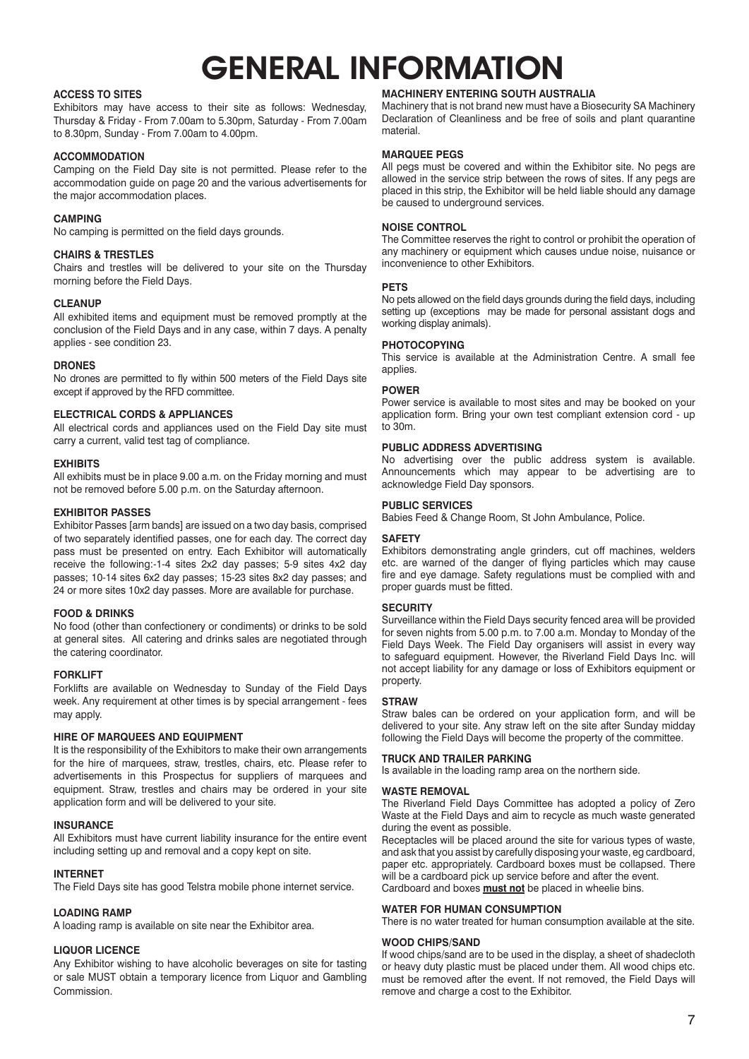# GENERAL INFORMATION

### ACCESS TO SITES

Exhibitors may have access to their site as follows: Wednesday, Thursday & Friday - From 7.00am to 5.30pm, Saturday - From 7.00am to 8.30pm, Sunday - From 7.00am to 4.00pm.

### ACCOMMODATION

Camping on the Field Day site is not permitted. Please refer to the accommodation guide on page 20 and the various advertisements for the major accommodation places.

### CAMPING

No camping is permitted on the field days grounds.

### CHAIRS & TRESTLES

Chairs and trestles will be delivered to your site on the Thursday morning before the Field Days.

### CLEANUP

All exhibited items and equipment must be removed promptly at the conclusion of the Field Days and in any case, within 7 days. A penalty applies - see condition 23.

### DRONES

No drones are permitted to fly within 500 meters of the Field Days site except if approved by the RFD committee.

### ELECTRICAL CORDS & APPLIANCES

All electrical cords and appliances used on the Field Day site must carry a current, valid test tag of compliance.

### EXHIBITS

All exhibits must be in place 9.00 a.m. on the Friday morning and must not be removed before 5.00 p.m. on the Saturday afternoon.

### EXHIBITOR PASSES

Exhibitor Passes [arm bands] are issued on a two day basis, comprised of two separately identified passes, one for each day. The correct day pass must be presented on entry. Each Exhibitor will automatically receive the following:-1-4 sites 2x2 day passes; 5-9 sites 4x2 day passes; 10-14 sites 6x2 day passes; 15-23 sites 8x2 day passes; and 24 or more sites 10x2 day passes. More are available for purchase.

### FOOD & DRINKS

No food (other than confectionery or condiments) or drinks to be sold at general sites. All catering and drinks sales are negotiated through the catering coordinator.

### FORKLIFT

Forklifts are available on Wednesday to Sunday of the Field Days week. Any requirement at other times is by special arrangement - fees may apply.

### HIRE OF MARQUEES AND EQUIPMENT

It is the responsibility of the Exhibitors to make their own arrangements for the hire of marquees, straw, trestles, chairs, etc. Please refer to advertisements in this Prospectus for suppliers of marquees and equipment. Straw, trestles and chairs may be ordered in your site application form and will be delivered to your site.

### INSURANCE

All Exhibitors must have current liability insurance for the entire event including setting up and removal and a copy kept on site.

### INTERNET

The Field Days site has good Telstra mobile phone internet service.

### LOADING RAMP

A loading ramp is available on site near the Exhibitor area.

### LIQUOR LICENCE

Any Exhibitor wishing to have alcoholic beverages on site for tasting or sale MUST obtain a temporary licence from Liquor and Gambling Commission.

### MACHINERY ENTERING SOUTH AUSTRALIA

Machinery that is not brand new must have a Biosecurity SA Machinery Declaration of Cleanliness and be free of soils and plant quarantine material.

### MARQUEE PEGS

All pegs must be covered and within the Exhibitor site. No pegs are allowed in the service strip between the rows of sites. If any pegs are placed in this strip, the Exhibitor will be held liable should any damage be caused to underground services.

### NOISE CONTROL

The Committee reserves the right to control or prohibit the operation of any machinery or equipment which causes undue noise, nuisance or inconvenience to other Exhibitors.

### PETS

No pets allowed on the field days grounds during the field days, including setting up (exceptions may be made for personal assistant dogs and working display animals).

### PHOTOCOPYING

This service is available at the Administration Centre. A small fee applies.

### POWER

Power service is available to most sites and may be booked on your application form. Bring your own test compliant extension cord - up to 30m.

### PUBLIC ADDRESS ADVERTISING

No advertising over the public address system is available. Announcements which may appear to be advertising are to acknowledge Field Day sponsors.

### PUBLIC SERVICES

Babies Feed & Change Room, St John Ambulance, Police.

### SAFETY

Exhibitors demonstrating angle grinders, cut off machines, welders etc. are warned of the danger of flying particles which may cause fire and eye damage. Safety regulations must be complied with and proper guards must be fitted.

### SECURITY

Surveillance within the Field Days security fenced area will be provided for seven nights from 5.00 p.m. to 7.00 a.m. Monday to Monday of the Field Days Week. The Field Day organisers will assist in every way to safeguard equipment. However, the Riverland Field Days Inc. will not accept liability for any damage or loss of Exhibitors equipment or property.

### STRAW

Straw bales can be ordered on your application form, and will be delivered to your site. Any straw left on the site after Sunday midday following the Field Days will become the property of the committee.

### TRUCK AND TRAILER PARKING

Is available in the loading ramp area on the northern side.

### WASTE REMOVAL

The Riverland Field Days Committee has adopted a policy of Zero Waste at the Field Days and aim to recycle as much waste generated during the event as possible.

Receptacles will be placed around the site for various types of waste, and ask that you assist by carefully disposing your waste, eg cardboard, paper etc. appropriately. Cardboard boxes must be collapsed. There will be a cardboard pick up service before and after the event.

Cardboard and boxes **must not** be placed in wheelie bins.

### WATER FOR HUMAN CONSUMPTION

There is no water treated for human consumption available at the site.

### WOOD CHIPS/SAND

If wood chips/sand are to be used in the display, a sheet of shadecloth or heavy duty plastic must be placed under them. All wood chips etc. must be removed after the event. If not removed, the Field Days will remove and charge a cost to the Exhibitor.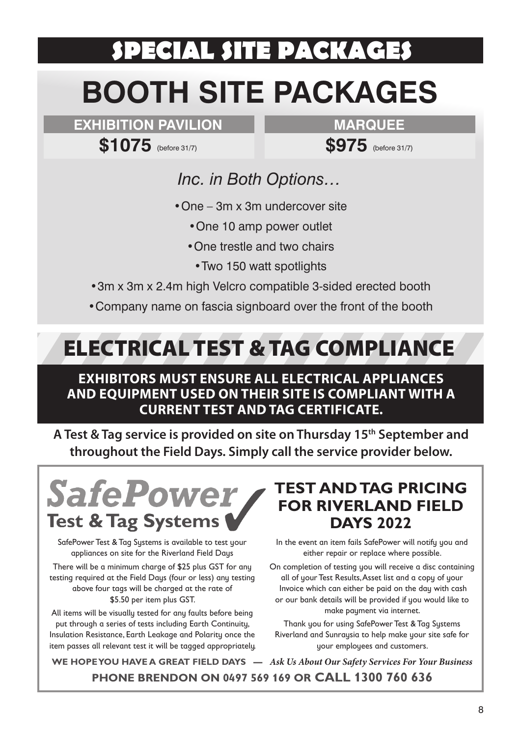# SPECIAL SITE PACKAGES

## BOOTH SITE PACKAGES

| EXHIBITION PAVILION | MARQUEE |
| --- | --- |
| **$1075** (before 31/7) | **$975** (before 31/7) |

*Inc. in Both Options…*

- One – 3m x 3m undercover site
- One 10 amp power outlet
- One trestle and two chairs
- Two 150 watt spotlights
- 3m x 3m x 2.4m high Velcro compatible 3-sided erected booth
- Company name on fascia signboard over the front of the booth

## ELECTRICAL TEST & TAG COMPLIANCE

**EXHIBITORS MUST ENSURE ALL ELECTRICAL APPLIANCES AND EQUIPMENT USED ON THEIR SITE IS COMPLIANT WITH A CURRENT TEST AND TAG CERTIFICATE.**

**A Test & Tag service is provided on site on Thursday 15th September and throughout the Field Days. Simply call the service provider below.**

### SafePower Test & Tag Systems

SafePower Test & Tag Systems is available to test your appliances on site for the Riverland Field Days

There will be a minimum charge of $25 plus GST for any testing required at the Field Days (four or less) any testing above four tags will be charged at the rate of $5.50 per item plus GST.

All items will be visually tested for any faults before being put through a series of tests including Earth Continuity, Insulation Resistance, Earth Leakage and Polarity once the item passes all relevant test it will be tagged appropriately.

### TEST AND TAG PRICING FOR RIVERLAND FIELD DAYS 2022

In the event an item fails SafePower will notify you and either repair or replace where possible.

On completion of testing you will receive a disc containing all of your Test Results, Asset list and a copy of your Invoice which can either be paid on the day with cash or our bank details will be provided if you would like to make payment via internet.

Thank you for using SafePower Test & Tag Systems Riverland and Sunraysia to help make your site safe for your employees and customers.

**WE HOPE YOU HAVE A GREAT FIELD DAYS** — *Ask Us About Our Safety Services For Your Business*

**PHONE BRENDON ON 0497 569 169 OR CALL 1300 760 636**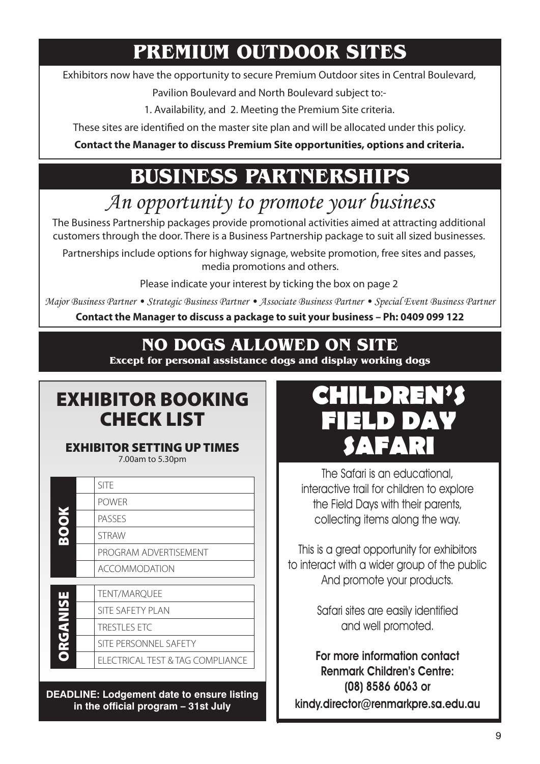# PREMIUM OUTDOOR SITES

Exhibitors now have the opportunity to secure Premium Outdoor sites in Central Boulevard, Pavilion Boulevard and North Boulevard subject to:-

1. Availability, and 2. Meeting the Premium Site criteria.

These sites are identified on the master site plan and will be allocated under this policy.

**Contact the Manager to discuss Premium Site opportunities, options and criteria.**

# BUSINESS PARTNERSHIPS

## *An opportunity to promote your business*

The Business Partnership packages provide promotional activities aimed at attracting additional customers through the door. There is a Business Partnership package to suit all sized businesses.

Partnerships include options for highway signage, website promotion, free sites and passes, media promotions and others.

Please indicate your interest by ticking the box on page 2

*Major Business Partner • Strategic Business Partner • Associate Business Partner • Special Event Business Partner*

**Contact the Manager to discuss a package to suit your business – Ph: 0409 099 122**

# NO DOGS ALLOWED ON SITE

**Except for personal assistance dogs and display working dogs**

# EXHIBITOR BOOKING CHECK LIST

### EXHIBITOR SETTING UP TIMES

7.00am to 5.30pm

| | | |
|---|---|---|
| **BOOK** | | SITE |
| | | POWER |
| | | PASSES |
| | | STRAW |
| | | PROGRAM ADVERTISEMENT |
| | | ACCOMMODATION |

| | | |
|---|---|---|
| **ORGANISE** | | TENT/MARQUEE |
| | | SITE SAFETY PLAN |
| | | TRESTLES ETC |
| | | SITE PERSONNEL SAFETY |
| | | ELECTRICAL TEST & TAG COMPLIANCE |

**DEADLINE: Lodgement date to ensure listing in the official program – 31st July**

# CHILDREN'S FIELD DAY SAFARI

The Safari is an educational, interactive trail for children to explore the Field Days with their parents, collecting items along the way.

This is a great opportunity for exhibitors to interact with a wider group of the public And promote your products.

Safari sites are easily identified and well promoted.

**For more information contact Renmark Children's Centre: (08) 8586 6063 or kindy.director@renmarkpre.sa.edu.au**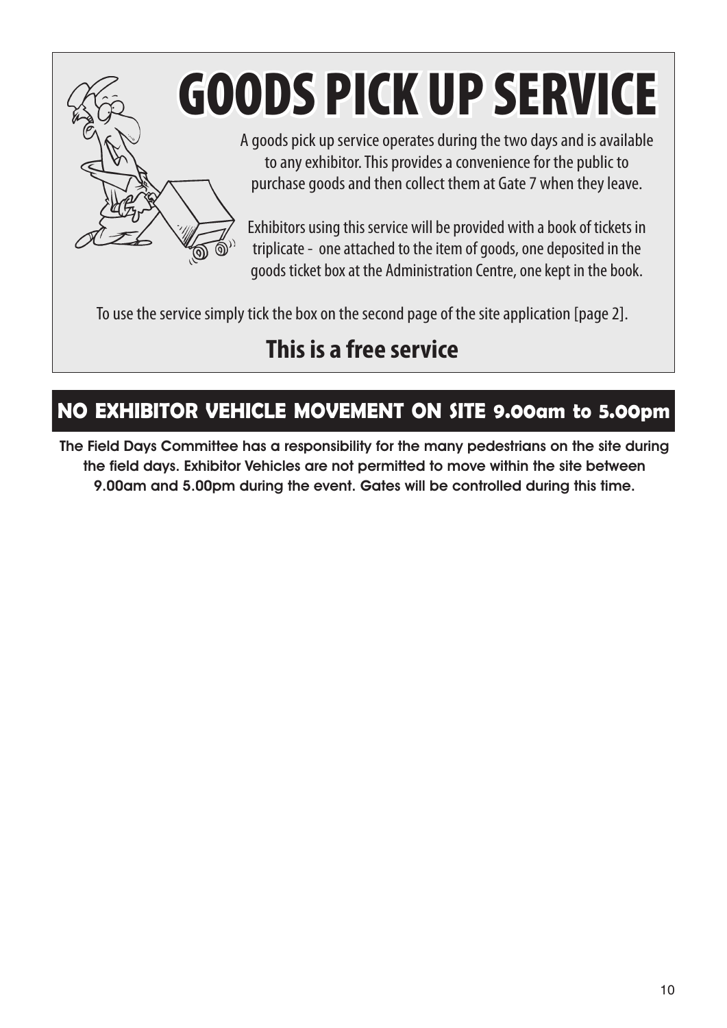# GOODS PICK UP SERVICE

A goods pick up service operates during the two days and is available to any exhibitor. This provides a convenience for the public to purchase goods and then collect them at Gate 7 when they leave.

Exhibitors using this service will be provided with a book of tickets in triplicate - one attached to the item of goods, one deposited in the goods ticket box at the Administration Centre, one kept in the book.

To use the service simply tick the box on the second page of the site application [page 2].

**This is a free service**

## NO EXHIBITOR VEHICLE MOVEMENT ON SITE 9.00am to 5.00pm

**The Field Days Committee has a responsibility for the many pedestrians on the site during the field days. Exhibitor Vehicles are not permitted to move within the site between 9.00am and 5.00pm during the event. Gates will be controlled during this time.**